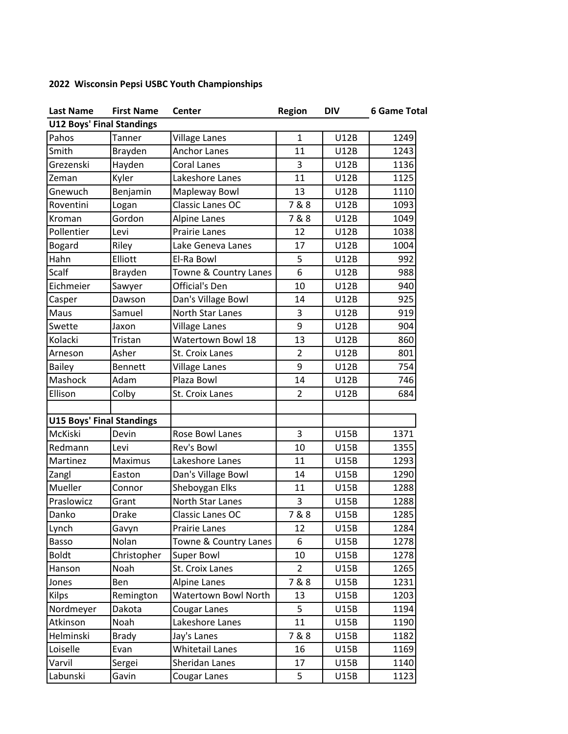## 2022 Wisconsin Pepsi USBC Youth Championships

| Last Name | First Name | Center | Region | DIV | 6 Game Total |
|---|---|---|---|---|---|
| **U12 Boys' Final Standings** | | | | | |
| Pahos | Tanner | Village Lanes | 1 | U12B | 1249 |
| Smith | Brayden | Anchor Lanes | 11 | U12B | 1243 |
| Grezenski | Hayden | Coral Lanes | 3 | U12B | 1136 |
| Zeman | Kyler | Lakeshore Lanes | 11 | U12B | 1125 |
| Gnewuch | Benjamin | Mapleway Bowl | 13 | U12B | 1110 |
| Roventini | Logan | Classic Lanes OC | 7 & 8 | U12B | 1093 |
| Kroman | Gordon | Alpine Lanes | 7 & 8 | U12B | 1049 |
| Pollentier | Levi | Prairie Lanes | 12 | U12B | 1038 |
| Bogard | Riley | Lake Geneva Lanes | 17 | U12B | 1004 |
| Hahn | Elliott | El-Ra Bowl | 5 | U12B | 992 |
| Scalf | Brayden | Towne & Country Lanes | 6 | U12B | 988 |
| Eichmeier | Sawyer | Official's Den | 10 | U12B | 940 |
| Casper | Dawson | Dan's Village Bowl | 14 | U12B | 925 |
| Maus | Samuel | North Star Lanes | 3 | U12B | 919 |
| Swette | Jaxon | Village Lanes | 9 | U12B | 904 |
| Kolacki | Tristan | Watertown Bowl 18 | 13 | U12B | 860 |
| Arneson | Asher | St. Croix Lanes | 2 | U12B | 801 |
| Bailey | Bennett | Village Lanes | 9 | U12B | 754 |
| Mashock | Adam | Plaza Bowl | 14 | U12B | 746 |
| Ellison | Colby | St. Croix Lanes | 2 | U12B | 684 |
| | | | | | |
| **U15 Boys' Final Standings** | | | | | |
| McKiski | Devin | Rose Bowl Lanes | 3 | U15B | 1371 |
| Redmann | Levi | Rev's Bowl | 10 | U15B | 1355 |
| Martinez | Maximus | Lakeshore Lanes | 11 | U15B | 1293 |
| Zangl | Easton | Dan's Village Bowl | 14 | U15B | 1290 |
| Mueller | Connor | Sheboygan Elks | 11 | U15B | 1288 |
| Praslowicz | Grant | North Star Lanes | 3 | U15B | 1288 |
| Danko | Drake | Classic Lanes OC | 7 & 8 | U15B | 1285 |
| Lynch | Gavyn | Prairie Lanes | 12 | U15B | 1284 |
| Basso | Nolan | Towne & Country Lanes | 6 | U15B | 1278 |
| Boldt | Christopher | Super Bowl | 10 | U15B | 1278 |
| Hanson | Noah | St. Croix Lanes | 2 | U15B | 1265 |
| Jones | Ben | Alpine Lanes | 7 & 8 | U15B | 1231 |
| Kilps | Remington | Watertown Bowl North | 13 | U15B | 1203 |
| Nordmeyer | Dakota | Cougar Lanes | 5 | U15B | 1194 |
| Atkinson | Noah | Lakeshore Lanes | 11 | U15B | 1190 |
| Helminski | Brady | Jay's Lanes | 7 & 8 | U15B | 1182 |
| Loiselle | Evan | Whitetail Lanes | 16 | U15B | 1169 |
| Varvil | Sergei | Sheridan Lanes | 17 | U15B | 1140 |
| Labunski | Gavin | Cougar Lanes | 5 | U15B | 1123 |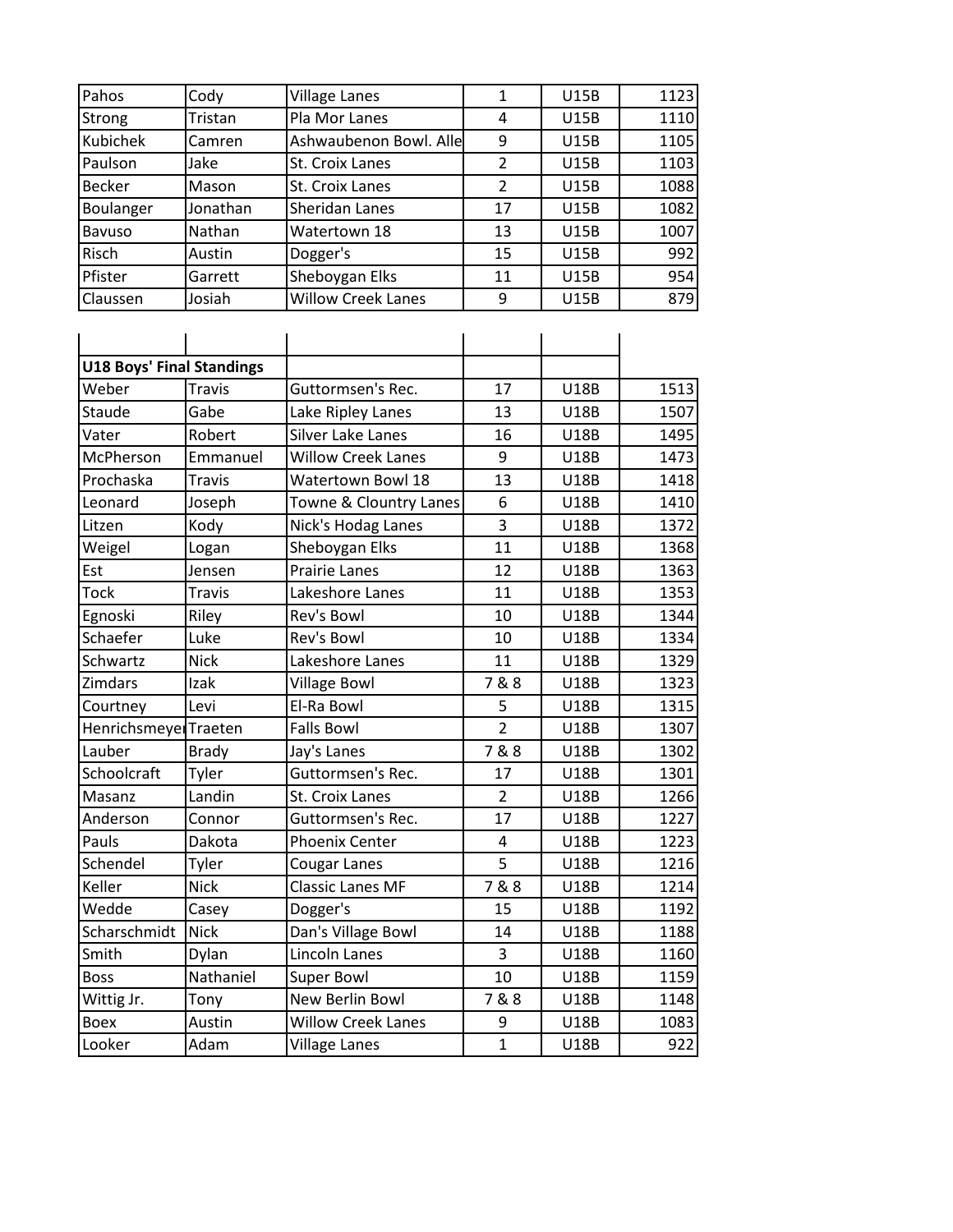| | | | | | |
|---|---|---|---|---|---|
| Pahos | Cody | Village Lanes | 1 | U15B | 1123 |
| Strong | Tristan | Pla Mor Lanes | 4 | U15B | 1110 |
| Kubichek | Camren | Ashwaubenon Bowl. Alle | 9 | U15B | 1105 |
| Paulson | Jake | St. Croix Lanes | 2 | U15B | 1103 |
| Becker | Mason | St. Croix Lanes | 2 | U15B | 1088 |
| Boulanger | Jonathan | Sheridan Lanes | 17 | U15B | 1082 |
| Bavuso | Nathan | Watertown 18 | 13 | U15B | 1007 |
| Risch | Austin | Dogger's | 15 | U15B | 992 |
| Pfister | Garrett | Sheboygan Elks | 11 | U15B | 954 |
| Claussen | Josiah | Willow Creek Lanes | 9 | U15B | 879 |

| U18 Boys' Final Standings | | | | | |
|---|---|---|---|---|---|
| Weber | Travis | Guttormsen's Rec. | 17 | U18B | 1513 |
| Staude | Gabe | Lake Ripley Lanes | 13 | U18B | 1507 |
| Vater | Robert | Silver Lake Lanes | 16 | U18B | 1495 |
| McPherson | Emmanuel | Willow Creek Lanes | 9 | U18B | 1473 |
| Prochaska | Travis | Watertown Bowl 18 | 13 | U18B | 1418 |
| Leonard | Joseph | Towne & Clountry Lanes | 6 | U18B | 1410 |
| Litzen | Kody | Nick's Hodag Lanes | 3 | U18B | 1372 |
| Weigel | Logan | Sheboygan Elks | 11 | U18B | 1368 |
| Est | Jensen | Prairie Lanes | 12 | U18B | 1363 |
| Tock | Travis | Lakeshore Lanes | 11 | U18B | 1353 |
| Egnoski | Riley | Rev's Bowl | 10 | U18B | 1344 |
| Schaefer | Luke | Rev's Bowl | 10 | U18B | 1334 |
| Schwartz | Nick | Lakeshore Lanes | 11 | U18B | 1329 |
| Zimdars | Izak | Village Bowl | 7 & 8 | U18B | 1323 |
| Courtney | Levi | El-Ra Bowl | 5 | U18B | 1315 |
| Henrichsmeyer | Traeten | Falls Bowl | 2 | U18B | 1307 |
| Lauber | Brady | Jay's Lanes | 7 & 8 | U18B | 1302 |
| Schoolcraft | Tyler | Guttormsen's Rec. | 17 | U18B | 1301 |
| Masanz | Landin | St. Croix Lanes | 2 | U18B | 1266 |
| Anderson | Connor | Guttormsen's Rec. | 17 | U18B | 1227 |
| Pauls | Dakota | Phoenix Center | 4 | U18B | 1223 |
| Schendel | Tyler | Cougar Lanes | 5 | U18B | 1216 |
| Keller | Nick | Classic Lanes MF | 7 & 8 | U18B | 1214 |
| Wedde | Casey | Dogger's | 15 | U18B | 1192 |
| Scharschmidt | Nick | Dan's Village Bowl | 14 | U18B | 1188 |
| Smith | Dylan | Lincoln Lanes | 3 | U18B | 1160 |
| Boss | Nathaniel | Super Bowl | 10 | U18B | 1159 |
| Wittig Jr. | Tony | New Berlin Bowl | 7 & 8 | U18B | 1148 |
| Boex | Austin | Willow Creek Lanes | 9 | U18B | 1083 |
| Looker | Adam | Village Lanes | 1 | U18B | 922 |